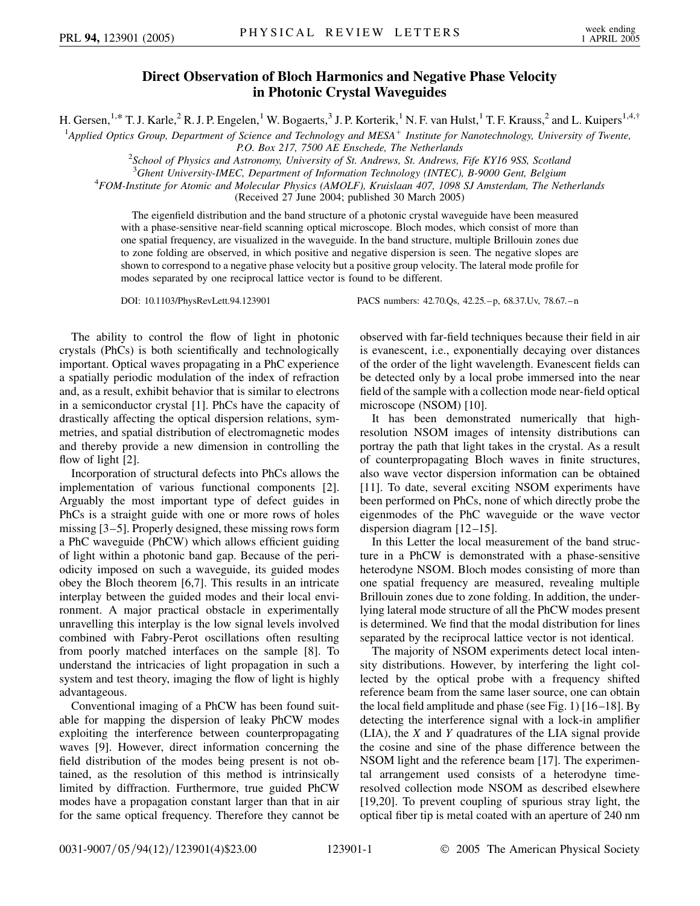# Direct Observation of Bloch Harmonics and Negative Phase Velocity in Photonic Crystal Waveguides

H. Gersen,[1,*] T. J. Karle,[2] R. J. P. Engelen,[1] W. Bogaerts,[3] J. P. Korterik,[1] N. F. van Hulst,[1] T. F. Krauss,[2] and L. Kuipers[1,4,†]

[1]*Applied Optics Group, Department of Science and Technology and MESA+ Institute for Nanotechnology, University of Twente, P.O. Box 217, 7500 AE Enschede, The Netherlands*

[2]*School of Physics and Astronomy, University of St. Andrews, St. Andrews, Fife KY16 9SS, Scotland*

[3]*Ghent University-IMEC, Department of Information Technology (INTEC), B-9000 Gent, Belgium*

[4]*FOM-Institute for Atomic and Molecular Physics (AMOLF), Kruislaan 407, 1098 SJ Amsterdam, The Netherlands*

(Received 27 June 2004; published 30 March 2005)

The eigenfield distribution and the band structure of a photonic crystal waveguide have been measured with a phase-sensitive near-field scanning optical microscope. Bloch modes, which consist of more than one spatial frequency, are visualized in the waveguide. In the band structure, multiple Brillouin zones due to zone folding are observed, in which positive and negative dispersion is seen. The negative slopes are shown to correspond to a negative phase velocity but a positive group velocity. The lateral mode profile for modes separated by one reciprocal lattice vector is found to be different.

DOI: 10.1103/PhysRevLett.94.123901 PACS numbers: 42.70.Qs, 42.25.–p, 68.37.Uv, 78.67.–n

The ability to control the flow of light in photonic crystals (PhCs) is both scientifically and technologically important. Optical waves propagating in a PhC experience a spatially periodic modulation of the index of refraction and, as a result, exhibit behavior that is similar to electrons in a semiconductor crystal [1]. PhCs have the capacity of drastically affecting the optical dispersion relations, symmetries, and spatial distribution of electromagnetic modes and thereby provide a new dimension in controlling the flow of light [2].

Incorporation of structural defects into PhCs allows the implementation of various functional components [2]. Arguably the most important type of defect guides in PhCs is a straight guide with one or more rows of holes missing [3–5]. Properly designed, these missing rows form a PhC waveguide (PhCW) which allows efficient guiding of light within a photonic band gap. Because of the periodicity imposed on such a waveguide, its guided modes obey the Bloch theorem [6,7]. This results in an intricate interplay between the guided modes and their local environment. A major practical obstacle in experimentally unravelling this interplay is the low signal levels involved combined with Fabry-Perot oscillations often resulting from poorly matched interfaces on the sample [8]. To understand the intricacies of light propagation in such a system and test theory, imaging the flow of light is highly advantageous.

Conventional imaging of a PhCW has been found suitable for mapping the dispersion of leaky PhCW modes exploiting the interference between counterpropagating waves [9]. However, direct information concerning the field distribution of the modes being present is not obtained, as the resolution of this method is intrinsically limited by diffraction. Furthermore, true guided PhCW modes have a propagation constant larger than that in air for the same optical frequency. Therefore they cannot be observed with far-field techniques because their field in air is evanescent, i.e., exponentially decaying over distances of the order of the light wavelength. Evanescent fields can be detected only by a local probe immersed into the near field of the sample with a collection mode near-field optical microscope (NSOM) [10].

It has been demonstrated numerically that high-resolution NSOM images of intensity distributions can portray the path that light takes in the crystal. As a result of counterpropagating Bloch waves in finite structures, also wave vector dispersion information can be obtained [11]. To date, several exciting NSOM experiments have been performed on PhCs, none of which directly probe the eigenmodes of the PhC waveguide or the wave vector dispersion diagram [12–15].

In this Letter the local measurement of the band structure in a PhCW is demonstrated with a phase-sensitive heterodyne NSOM. Bloch modes consisting of more than one spatial frequency are measured, revealing multiple Brillouin zones due to zone folding. In addition, the underlying lateral mode structure of all the PhCW modes present is determined. We find that the modal distribution for lines separated by the reciprocal lattice vector is not identical.

The majority of NSOM experiments detect local intensity distributions. However, by interfering the light collected by the optical probe with a frequency shifted reference beam from the same laser source, one can obtain the local field amplitude and phase (see Fig. 1) [16–18]. By detecting the interference signal with a lock-in amplifier (LIA), the $X$ and $Y$ quadratures of the LIA signal provide the cosine and sine of the phase difference between the NSOM light and the reference beam [17]. The experimental arrangement used consists of a heterodyne time-resolved collection mode NSOM as described elsewhere [19,20]. To prevent coupling of spurious stray light, the optical fiber tip is metal coated with an aperture of 240 nm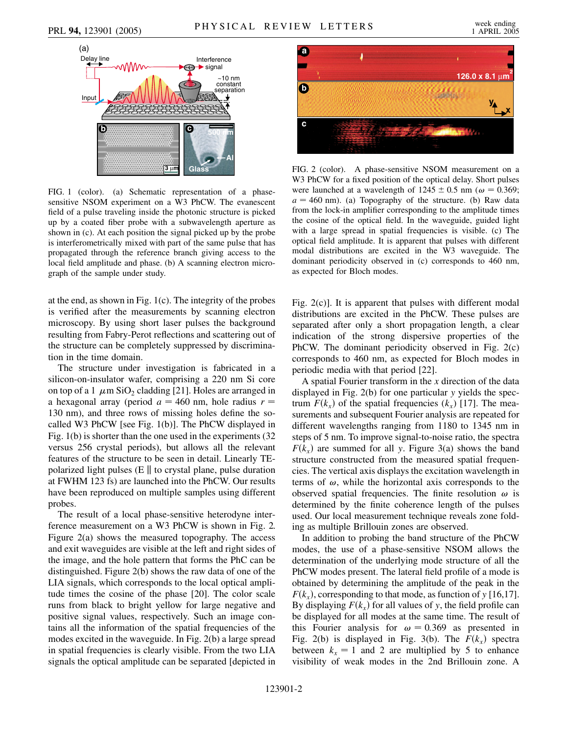FIG. 1 (color). (a) Schematic representation of a phase-sensitive NSOM experiment on a W3 PhCW. The evanescent field of a pulse traveling inside the photonic structure is picked up by a coated fiber probe with a subwavelength aperture as shown in (c). At each position the signal picked up by the probe is interferometrically mixed with part of the same pulse that has propagated through the reference branch giving access to the local field amplitude and phase. (b) A scanning electron micrograph of the sample under study.

FIG. 2 (color). A phase-sensitive NSOM measurement on a W3 PhCW for a fixed position of the optical delay. Short pulses were launched at a wavelength of $1245 \pm 0.5$ nm ($\omega = 0.369$; $a = 460$ nm). (a) Topography of the structure. (b) Raw data from the lock-in amplifier corresponding to the amplitude times the cosine of the optical field. In the waveguide, guided light with a large spread in spatial frequencies is visible. (c) The optical field amplitude. It is apparent that pulses with different modal distributions are excited in the W3 waveguide. The dominant periodicity observed in (c) corresponds to 460 nm, as expected for Bloch modes.

at the end, as shown in Fig. 1(c). The integrity of the probes is verified after the measurements by scanning electron microscopy. By using short laser pulses the background resulting from Fabry-Perot reflections and scattering out of the structure can be completely suppressed by discrimination in the time domain.

The structure under investigation is fabricated in a silicon-on-insulator wafer, comprising a 220 nm Si core on top of a 1 $\mu$m $SiO_2$ cladding [21]. Holes are arranged in a hexagonal array (period $a = 460$ nm, hole radius $r = 130$ nm), and three rows of missing holes define the so-called W3 PhCW [see Fig. 1(b)]. The PhCW displayed in Fig. 1(b) is shorter than the one used in the experiments (32 versus 256 crystal periods), but allows all the relevant features of the structure to be seen in detail. Linearly TE-polarized light pulses (E $\parallel$ to crystal plane, pulse duration at FWHM 123 fs) are launched into the PhCW. Our results have been reproduced on multiple samples using different probes.

The result of a local phase-sensitive heterodyne interference measurement on a W3 PhCW is shown in Fig. 2. Figure 2(a) shows the measured topography. The access and exit waveguides are visible at the left and right sides of the image, and the hole pattern that forms the PhC can be distinguished. Figure 2(b) shows the raw data of one of the LIA signals, which corresponds to the local optical amplitude times the cosine of the phase [20]. The color scale runs from black to bright yellow for large negative and positive signal values, respectively. Such an image contains all the information of the spatial frequencies of the modes excited in the waveguide. In Fig. 2(b) a large spread in spatial frequencies is clearly visible. From the two LIA signals the optical amplitude can be separated [depicted in Fig. 2(c)]. It is apparent that pulses with different modal distributions are excited in the PhCW. These pulses are separated after only a short propagation length, a clear indication of the strong dispersive properties of the PhCW. The dominant periodicity observed in Fig. 2(c) corresponds to 460 nm, as expected for Bloch modes in periodic media with that period [22].

A spatial Fourier transform in the $x$ direction of the data displayed in Fig. 2(b) for one particular $y$ yields the spectrum $F(k_x)$ of the spatial frequencies ($k_x$) [17]. The measurements and subsequent Fourier analysis are repeated for different wavelengths ranging from 1180 to 1345 nm in steps of 5 nm. To improve signal-to-noise ratio, the spectra $F(k_x)$ are summed for all $y$. Figure 3(a) shows the band structure constructed from the measured spatial frequencies. The vertical axis displays the excitation wavelength in terms of $\omega$, while the horizontal axis corresponds to the observed spatial frequencies. The finite resolution $\omega$ is determined by the finite coherence length of the pulses used. Our local measurement technique reveals zone folding as multiple Brillouin zones are observed.

In addition to probing the band structure of the PhCW modes, the use of a phase-sensitive NSOM allows the determination of the underlying mode structure of all the PhCW modes present. The lateral field profile of a mode is obtained by determining the amplitude of the peak in the $F(k_x)$, corresponding to that mode, as function of $y$ [16,17]. By displaying $F(k_x)$ for all values of $y$, the field profile can be displayed for all modes at the same time. The result of this Fourier analysis for $\omega = 0.369$ as presented in Fig. 2(b) is displayed in Fig. 3(b). The $F(k_x)$ spectra between $k_x = 1$ and 2 are multiplied by 5 to enhance visibility of weak modes in the 2nd Brillouin zone. A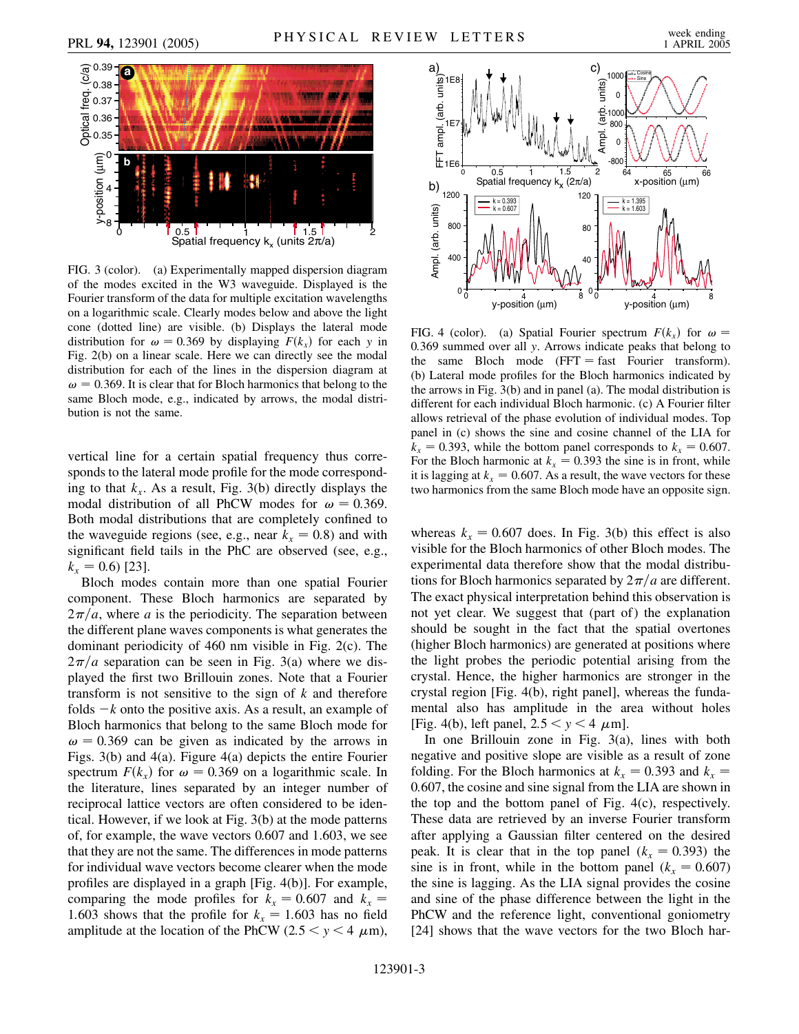FIG. 3 (color). (a) Experimentally mapped dispersion diagram of the modes excited in the W3 waveguide. Displayed is the Fourier transform of the data for multiple excitation wavelengths on a logarithmic scale. Clearly modes below and above the light cone (dotted line) are visible. (b) Displays the lateral mode distribution for $\omega = 0.369$ by displaying $F(k_x)$ for each $y$ in Fig. 2(b) on a linear scale. Here we can directly see the modal distribution for each of the lines in the dispersion diagram at $\omega = 0.369$. It is clear that for Bloch harmonics that belong to the same Bloch mode, e.g., indicated by arrows, the modal distribution is not the same.

vertical line for a certain spatial frequency thus corresponds to the lateral mode profile for the mode corresponding to that $k_x$. As a result, Fig. 3(b) directly displays the modal distribution of all PhC modes for $\omega = 0.369$. Both modal distributions that are completely confined to the waveguide regions (see, e.g., near $k_x = 0.8$) and with significant field tails in the PhC are observed (see, e.g., $k_x = 0.6$) [23].

Bloch modes contain more than one spatial Fourier component. These Bloch harmonics are separated by $2\pi/a$, where $a$ is the periodicity. The separation between the different plane waves components is what generates the dominant periodicity of 460 nm visible in Fig. 2(c). The $2\pi/a$ separation can be seen in Fig. 3(a) where we displayed the first two Brillouin zones. Note that a Fourier transform is not sensitive to the sign of $k$ and therefore folds $-k$ onto the positive axis. As a result, an example of Bloch harmonics that belong to the same Bloch mode for $\omega = 0.369$ can be given as indicated by the arrows in Figs. 3(b) and 4(a). Figure 4(a) depicts the entire Fourier spectrum $F(k_x)$ for $\omega = 0.369$ on a logarithmic scale. In the literature, lines separated by an integer number of reciprocal lattice vectors are often considered to be identical. However, if we look at Fig. 3(b) at the mode patterns of, for example, the wave vectors 0.607 and 1.603, we see that they are not the same. The differences in mode patterns for individual wave vectors become clearer when the mode profiles are displayed in a graph [Fig. 4(b)]. For example, comparing the mode profiles for $k_x = 0.607$ and $k_x = 1.603$ shows that the profile for $k_x = 1.603$ has no field amplitude at the location of the PhCW ($2.5 < y < 4$ $\mu$m), whereas $k_x = 0.607$ does. In Fig. 3(b) this effect is also visible for the Bloch harmonics of other Bloch modes. The experimental data therefore show that the modal distributions for Bloch harmonics separated by $2\pi/a$ are different. The exact physical interpretation behind this observation is not yet clear. We suggest that (part of) the explanation should be sought in the fact that the spatial overtones (higher Bloch harmonics) are generated at positions where the light probes the periodic potential arising from the crystal. Hence, the higher harmonics are stronger in the crystal region [Fig. 4(b), right panel], whereas the fundamental also has amplitude in the area without holes [Fig. 4(b), left panel, $2.5 < y < 4$ $\mu$m].

In one Brillouin zone in Fig. 3(a), lines with both negative and positive slope are visible as a result of zone folding. For the Bloch harmonics at $k_x = 0.393$ and $k_x = 0.607$, the cosine and sine signal from the LIA are shown in the top and the bottom panel of Fig. 4(c), respectively. These data are retrieved by an inverse Fourier transform after applying a Gaussian filter centered on the desired peak. It is clear that in the top panel ($k_x = 0.393$) the sine is in front, while in the bottom panel ($k_x = 0.607$) the sine is lagging. As the LIA signal provides the cosine and sine of the phase difference between the light in the PhCW and the reference light, conventional goniometry [24] shows that the wave vectors for the two Bloch har-

FIG. 4 (color). (a) Spatial Fourier spectrum $F(k_x)$ for $\omega = 0.369$ summed over all $y$. Arrows indicate peaks that belong to the same Bloch mode (FFT = fast Fourier transform). (b) Lateral mode profiles for the Bloch harmonics indicated by the arrows in Fig. 3(b) and in panel (a). The modal distribution is different for each individual Bloch harmonic. (c) A Fourier filter allows retrieval of the phase evolution of individual modes. Top panel in (c) shows the sine and cosine channel of the LIA for $k_x = 0.393$, while the bottom panel corresponds to $k_x = 0.607$. For the Bloch harmonic at $k_x = 0.393$ the sine is in front, while it is lagging at $k_x = 0.607$. As a result, the wave vectors for these two harmonics from the same Bloch mode have an opposite sign.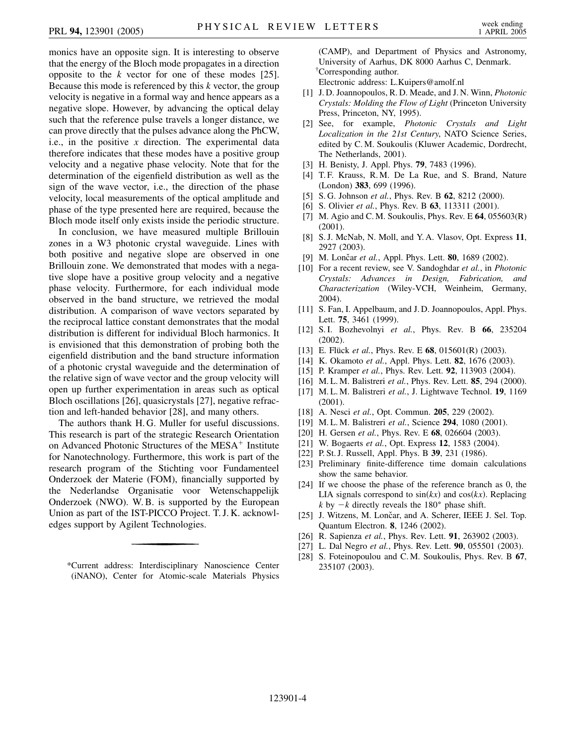monics have an opposite sign. It is interesting to observe that the energy of the Bloch mode propagates in a direction opposite to the $k$ vector for one of these modes [25]. Because this mode is referenced by this $k$ vector, the group velocity is negative in a formal way and hence appears as a negative slope. However, by advancing the optical delay such that the reference pulse travels a longer distance, we can prove directly that the pulses advance along the PhCW, i.e., in the positive $x$ direction. The experimental data therefore indicates that these modes have a positive group velocity and a negative phase velocity. Note that for the determination of the eigenfield distribution as well as the sign of the wave vector, i.e., the direction of the phase velocity, local measurements of the optical amplitude and phase of the type presented here are required, because the Bloch mode itself only exists inside the periodic structure.

In conclusion, we have measured multiple Brillouin zones in a W3 photonic crystal waveguide. Lines with both positive and negative slope are observed in one Brillouin zone. We demonstrated that modes with a negative slope have a positive group velocity and a negative phase velocity. Furthermore, for each individual mode observed in the band structure, we retrieved the modal distribution. A comparison of wave vectors separated by the reciprocal lattice constant demonstrates that the modal distribution is different for individual Bloch harmonics. It is envisioned that this demonstration of probing both the eigenfield distribution and the band structure information of a photonic crystal waveguide and the determination of the relative sign of wave vector and the group velocity will open up further experimentation in areas such as optical Bloch oscillations [26], quasicrystals [27], negative refraction and left-handed behavior [28], and many others.

The authors thank H. G. Muller for useful discussions. This research is part of the strategic Research Orientation on Advanced Photonic Structures of the MESA$^+$ Institute for Nanotechnology. Furthermore, this work is part of the research program of the Stichting voor Fundamenteel Onderzoek der Materie (FOM), financially supported by the Nederlandse Organisatie voor Wetenschappelijk Onderzoek (NWO). W. B. is supported by the European Union as part of the IST-PICCO Project. T. J. K. acknowledges support by Agilent Technologies.

---

*Current address: Interdisciplinary Nanoscience Center (iNANO), Center for Atomic-scale Materials Physics (CAMP), and Department of Physics and Astronomy, University of Aarhus, DK 8000 Aarhus C, Denmark.

†Corresponding author.
Electronic address: L.Kuipers@amolf.nl

[1] J. D. Joannopoulos, R. D. Meade, and J. N. Winn, *Photonic Crystals: Molding the Flow of Light* (Princeton University Press, Princeton, NY, 1995).

[2] See, for example, *Photonic Crystals and Light Localization in the 21st Century*, NATO Science Series, edited by C. M. Soukoulis (Kluwer Academic, Dordrecht, The Netherlands, 2001).

[3] H. Benisty, J. Appl. Phys. **79**, 7483 (1996).

[4] T. F. Krauss, R. M. De La Rue, and S. Brand, Nature (London) **383**, 699 (1996).

[5] S. G. Johnson *et al.*, Phys. Rev. B **62**, 8212 (2000).

[6] S. Olivier *et al.*, Phys. Rev. B **63**, 113311 (2001).

[7] M. Agio and C. M. Soukoulis, Phys. Rev. E **64**, 055603(R) (2001).

[8] S. J. McNab, N. Moll, and Y. A. Vlasov, Opt. Express **11**, 2927 (2003).

[9] M. Lončar *et al.*, Appl. Phys. Lett. **80**, 1689 (2002).

[10] For a recent review, see V. Sandoghdar *et al.*, in *Photonic Crystals: Advances in Design, Fabrication, and Characterization* (Wiley-VCH, Weinheim, Germany, 2004).

[11] S. Fan, I. Appelbaum, and J. D. Joannopoulos, Appl. Phys. Lett. **75**, 3461 (1999).

[12] S. I. Bozhevolnyi *et al.*, Phys. Rev. B **66**, 235204 (2002).

[13] E. Flück *et al.*, Phys. Rev. E **68**, 015601(R) (2003).

[14] K. Okamoto *et al.*, Appl. Phys. Lett. **82**, 1676 (2003).

[15] P. Kramper *et al.*, Phys. Rev. Lett. **92**, 113903 (2004).

[16] M. L. M. Balistreri *et al.*, Phys. Rev. Lett. **85**, 294 (2000).

[17] M. L. M. Balistreri *et al.*, J. Lightwave Technol. **19**, 1169 (2001).

[18] A. Nesci *et al.*, Opt. Commun. **205**, 229 (2002).

[19] M. L. M. Balistreri *et al.*, Science **294**, 1080 (2001).

[20] H. Gersen *et al.*, Phys. Rev. E **68**, 026604 (2003).

[21] W. Bogaerts *et al.*, Opt. Express **12**, 1583 (2004).

[22] P. St. J. Russell, Appl. Phys. B **39**, 231 (1986).

[23] Preliminary finite-difference time domain calculations show the same behavior.

[24] If we choose the phase of the reference branch as 0, the LIA signals correspond to $\sin(kx)$ and $\cos(kx)$. Replacing $k$ by $-k$ directly reveals the 180° phase shift.

[25] J. Witzens, M. Lončar, and A. Scherer, IEEE J. Sel. Top. Quantum Electron. **8**, 1246 (2002).

[26] R. Sapienza *et al.*, Phys. Rev. Lett. **91**, 263902 (2003).

[27] L. Dal Negro *et al.*, Phys. Rev. Lett. **90**, 055501 (2003).

[28] S. Foteinopoulou and C. M. Soukoulis, Phys. Rev. B **67**, 235107 (2003).